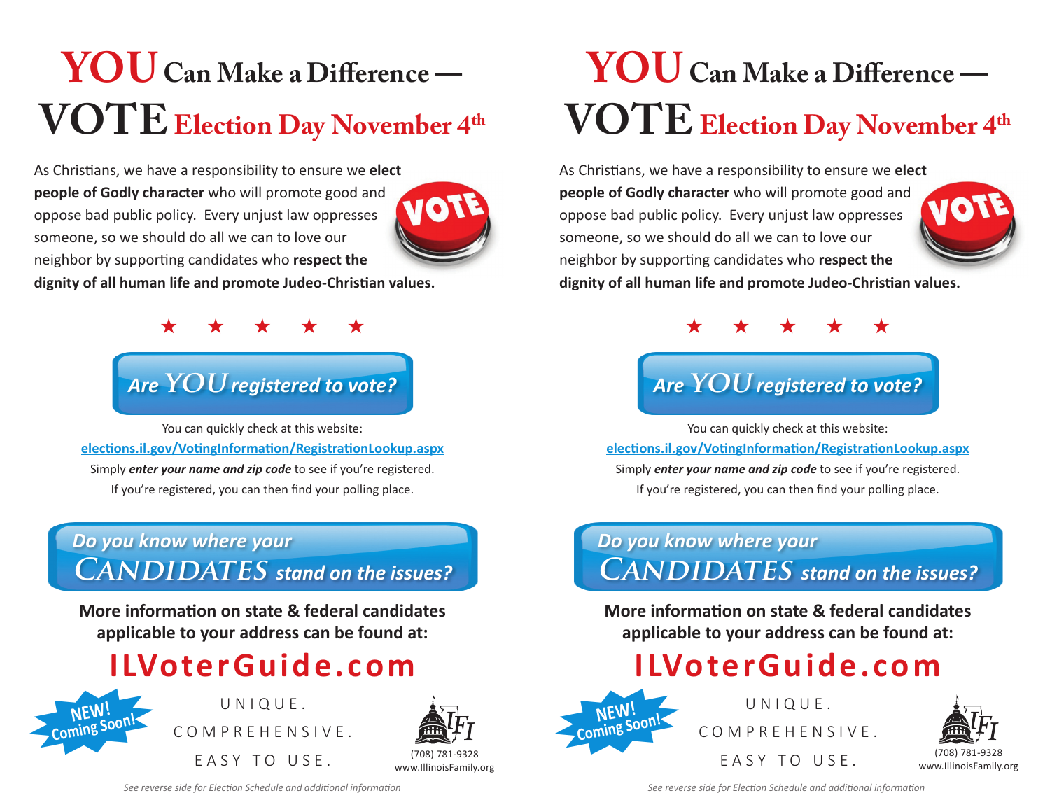# YOU Can Make a Difference — VOTE Election Day November 4th

As Christians, we have a responsibility to ensure we **elect people of Godly character** who will promote good and oppose bad public policy. Every unjust law oppresses someone, so we should do all we can to love our neighbor by supporting candidates who **respect the dignity of all human life and promote Judeo-Christian values.**

★ ★ ★ ★ ★

## *Are YOU registered to vote?*

You can quickly check at this website:

**elections.il.gov/VotingInformation/RegistrationLookup.aspx**

Simply ***enter your name and zip code*** to see if you're registered.

If you're registered, you can then find your polling place.

## *Do you know where your CANDIDATES stand on the issues?*

**More information on state & federal candidates applicable to your address can be found at:**

# ILVoterGuide.com

**NEW! Coming Soon!**

UNIQUE.

COMPREHENSIVE.

EASY TO USE.

IFI

(708) 781-9328

www.IllinoisFamily.org

*See reverse side for Election Schedule and additional information*

---

# YOU Can Make a Difference — VOTE Election Day November 4th

As Christians, we have a responsibility to ensure we **elect people of Godly character** who will promote good and oppose bad public policy. Every unjust law oppresses someone, so we should do all we can to love our neighbor by supporting candidates who **respect the dignity of all human life and promote Judeo-Christian values.**

★ ★ ★ ★ ★

## *Are YOU registered to vote?*

You can quickly check at this website:

**elections.il.gov/VotingInformation/RegistrationLookup.aspx**

Simply ***enter your name and zip code*** to see if you're registered.

If you're registered, you can then find your polling place.

## *Do you know where your CANDIDATES stand on the issues?*

**More information on state & federal candidates applicable to your address can be found at:**

# ILVoterGuide.com

**NEW! Coming Soon!**

UNIQUE.

COMPREHENSIVE.

EASY TO USE.

IFI

(708) 781-9328

www.IllinoisFamily.org

*See reverse side for Election Schedule and additional information*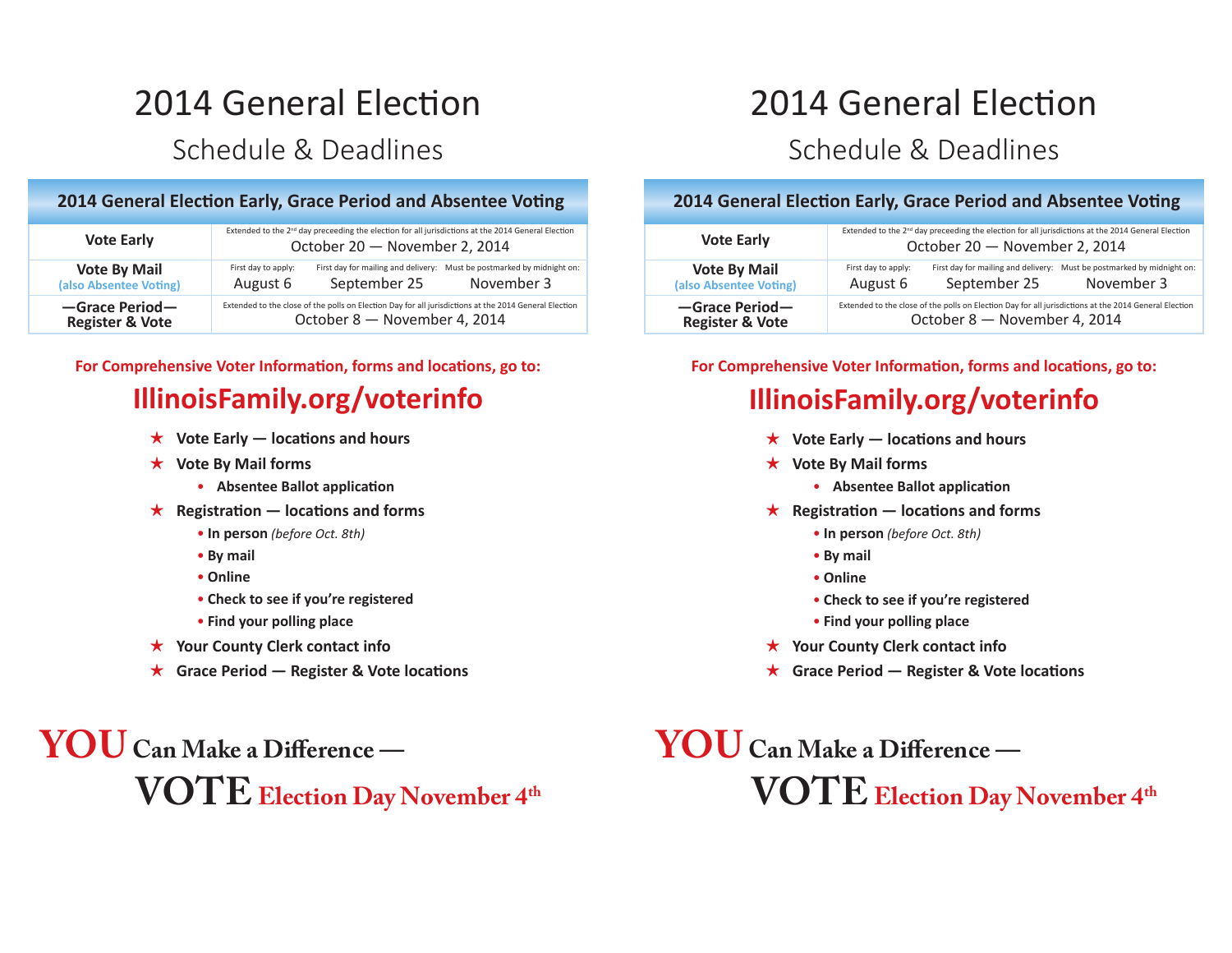# 2014 General Election

## Schedule & Deadlines

| 2014 General Election Early, Grace Period and Absentee Voting | | | |
|---|---|---|---|
| **Vote Early** | Extended to the 2nd day preceeding the election for all jurisdictions at the 2014 General Election<br>October 20 — November 2, 2014 | | |
| **Vote By Mail** (also Absentee Voting) | First day to apply:<br>August 6 | First day for mailing and delivery:<br>September 25 | Must be postmarked by midnight on:<br>November 3 |
| **—Grace Period— Register & Vote** | Extended to the close of the polls on Election Day for all jurisdictions at the 2014 General Election<br>October 8 — November 4, 2014 | | |

**For Comprehensive Voter Information, forms and locations, go to:**

## IllinoisFamily.org/voterinfo

- ★ **Vote Early — locations and hours**
- ★ **Vote By Mail forms**
  - **Absentee Ballot application**
- ★ **Registration — locations and forms**
  - **In person** *(before Oct. 8th)*
  - **By mail**
  - **Online**
  - **Check to see if you're registered**
  - **Find your polling place**
- ★ **Your County Clerk contact info**
- ★ **Grace Period — Register & Vote locations**

**YOU Can Make a Difference —**

**VOTE Election Day November 4th**

# 2014 General Election

## Schedule & Deadlines

| 2014 General Election Early, Grace Period and Absentee Voting | | | |
|---|---|---|---|
| **Vote Early** | Extended to the 2nd day preceeding the election for all jurisdictions at the 2014 General Election<br>October 20 — November 2, 2014 | | |
| **Vote By Mail** (also Absentee Voting) | First day to apply:<br>August 6 | First day for mailing and delivery:<br>September 25 | Must be postmarked by midnight on:<br>November 3 |
| **—Grace Period— Register & Vote** | Extended to the close of the polls on Election Day for all jurisdictions at the 2014 General Election<br>October 8 — November 4, 2014 | | |

**For Comprehensive Voter Information, forms and locations, go to:**

## IllinoisFamily.org/voterinfo

- ★ **Vote Early — locations and hours**
- ★ **Vote By Mail forms**
  - **Absentee Ballot application**
- ★ **Registration — locations and forms**
  - **In person** *(before Oct. 8th)*
  - **By mail**
  - **Online**
  - **Check to see if you're registered**
  - **Find your polling place**
- ★ **Your County Clerk contact info**
- ★ **Grace Period — Register & Vote locations**

**YOU Can Make a Difference —**

**VOTE Election Day November 4th**